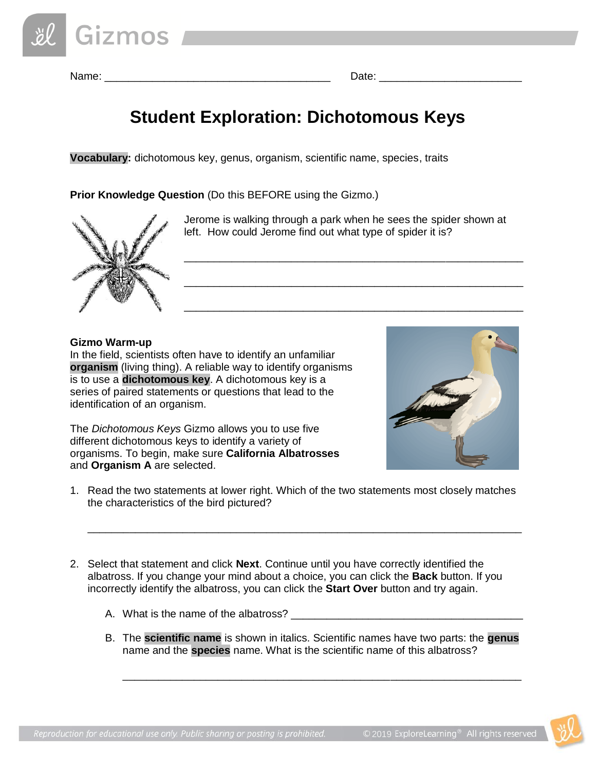Name: ______________________________________ Date: ________________________

# Student Exploration: Dichotomous Keys

**Vocabulary:** dichotomous key, genus, organism, scientific name, species, traits

**Prior Knowledge Question** (Do this BEFORE using the Gizmo.)

Jerome is walking through a park when he sees the spider shown at left. How could Jerome find out what type of spider it is?

_________________________________________________________

_________________________________________________________

_________________________________________________________

**Gizmo Warm-up**

In the field, scientists often have to identify an unfamiliar **organism** (living thing). A reliable way to identify organisms is to use a **dichotomous key**. A dichotomous key is a series of paired statements or questions that lead to the identification of an organism.

The *Dichotomous Keys* Gizmo allows you to use five different dichotomous keys to identify a variety of organisms. To begin, make sure **California Albatrosses** and **Organism A** are selected.

1. Read the two statements at lower right. Which of the two statements most closely matches the characteristics of the bird pictured?

   _________________________________________________________________________

2. Select that statement and click **Next**. Continue until you have correctly identified the albatross. If you change your mind about a choice, you can click the **Back** button. If you incorrectly identify the albatross, you can click the **Start Over** button and try again.

   A. What is the name of the albatross? ________________________________________

   B. The **scientific name** is shown in italics. Scientific names have two parts: the **genus** name and the **species** name. What is the scientific name of this albatross?

   ______________________________________________________________________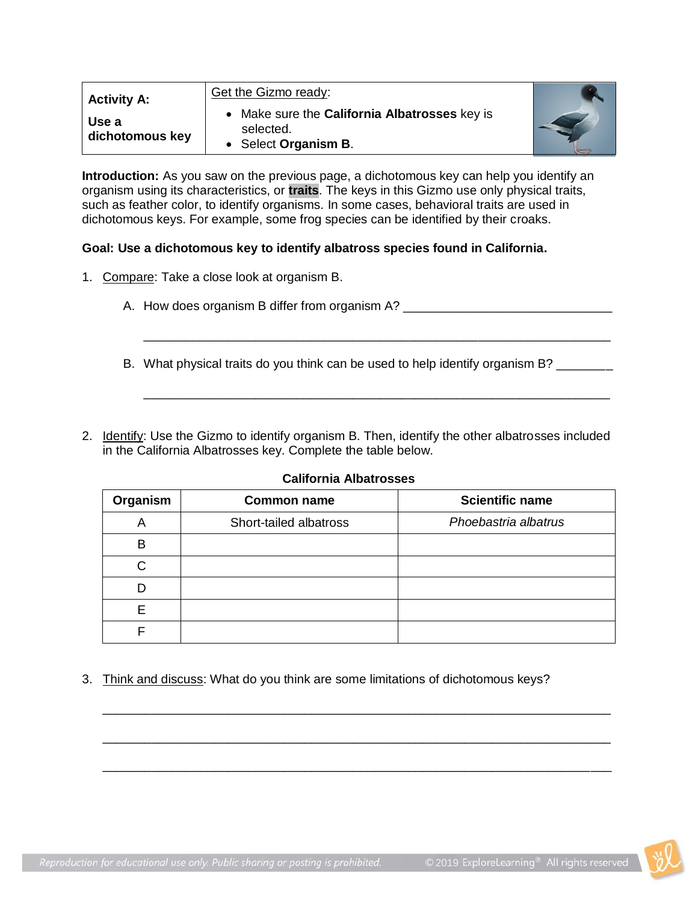| **Activity A:** **Use a dichotomous key** | Get the Gizmo ready: • Make sure the **California Albatrosses** key is selected. • Select **Organism B**. |
|---|---|

**Introduction:** As you saw on the previous page, a dichotomous key can help you identify an organism using its characteristics, or **traits**. The keys in this Gizmo use only physical traits, such as feather color, to identify organisms. In some cases, behavioral traits are used in dichotomous keys. For example, some frog species can be identified by their croaks.

**Goal: Use a dichotomous key to identify albatross species found in California.**

1. Compare: Take a close look at organism B.

   A. How does organism B differ from organism A? _______________________________

   _______________________________________________________________________

   B. What physical traits do you think can be used to help identify organism B? ________

   _______________________________________________________________________

2. Identify: Use the Gizmo to identify organism B. Then, identify the other albatrosses included in the California Albatrosses key. Complete the table below.

**California Albatrosses**

| Organism | Common name | Scientific name |
|---|---|---|
| A | Short-tailed albatross | *Phoebastria albatrus* |
| B | | |
| C | | |
| D | | |
| E | | |
| F | | |

3. Think and discuss: What do you think are some limitations of dichotomous keys?

_______________________________________________________________________

_______________________________________________________________________

_______________________________________________________________________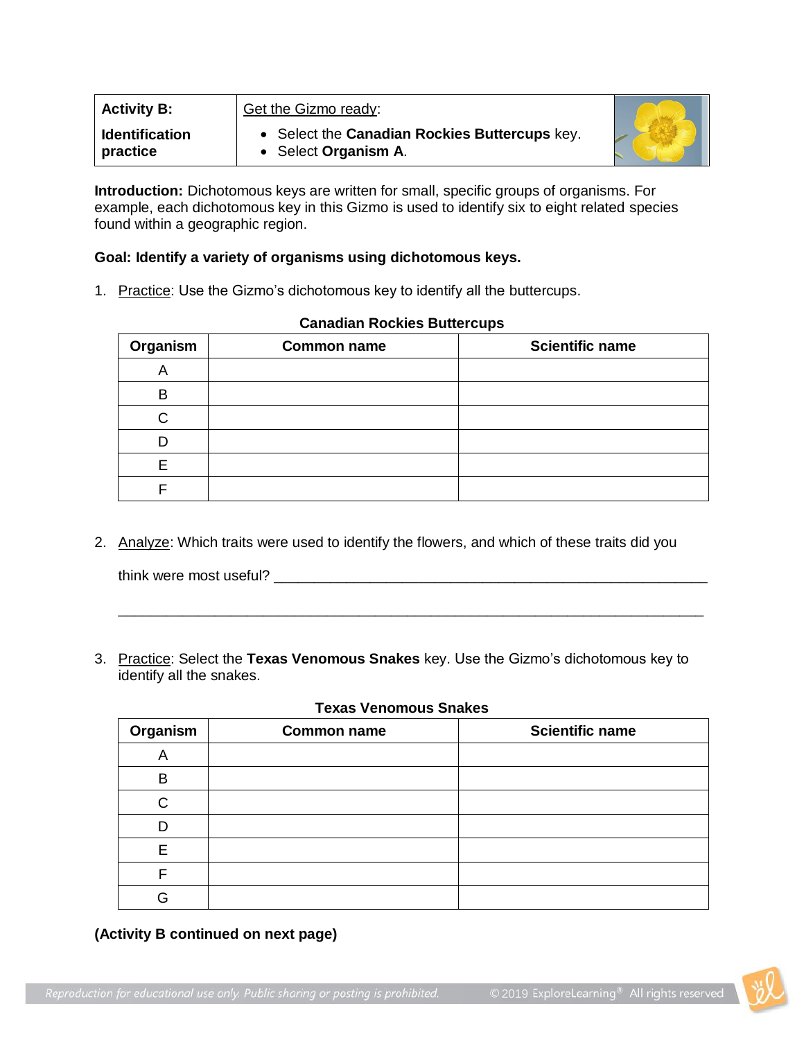| **Activity B:** **Identification practice** | Get the Gizmo ready: • Select the **Canadian Rockies Buttercups** key. • Select **Organism A**. |
|---|---|

**Introduction:** Dichotomous keys are written for small, specific groups of organisms. For example, each dichotomous key in this Gizmo is used to identify six to eight related species found within a geographic region.

**Goal: Identify a variety of organisms using dichotomous keys.**

1. Practice: Use the Gizmo's dichotomous key to identify all the buttercups.

**Canadian Rockies Buttercups**

| Organism | Common name | Scientific name |
|---|---|---|
| A | | |
| B | | |
| C | | |
| D | | |
| E | | |
| F | | |

2. Analyze: Which traits were used to identify the flowers, and which of these traits did you think were most useful? \_\_\_\_\_\_\_\_\_\_\_\_\_\_\_\_\_\_\_\_\_\_\_\_\_\_\_\_\_\_\_\_\_\_\_\_\_\_\_\_\_\_\_\_\_\_\_\_\_\_\_\_

\_\_\_\_\_\_\_\_\_\_\_\_\_\_\_\_\_\_\_\_\_\_\_\_\_\_\_\_\_\_\_\_\_\_\_\_\_\_\_\_\_\_\_\_\_\_\_\_\_\_\_\_\_\_\_\_\_\_\_\_\_\_\_\_\_\_\_\_\_\_\_\_

3. Practice: Select the **Texas Venomous Snakes** key. Use the Gizmo's dichotomous key to identify all the snakes.

**Texas Venomous Snakes**

| Organism | Common name | Scientific name |
|---|---|---|
| A | | |
| B | | |
| C | | |
| D | | |
| E | | |
| F | | |
| G | | |

**(Activity B continued on next page)**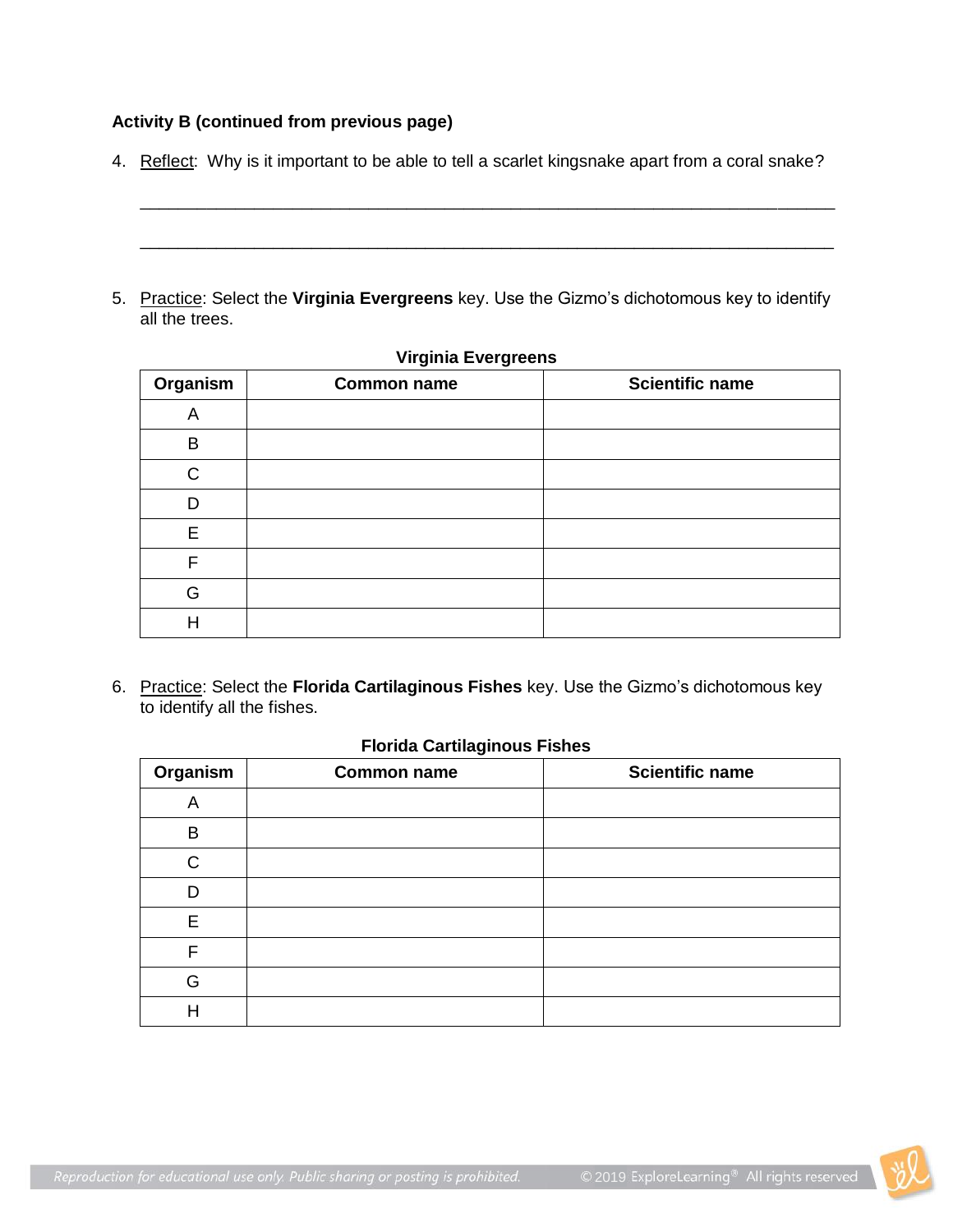**Activity B (continued from previous page)**

4. Reflect: Why is it important to be able to tell a scarlet kingsnake apart from a coral snake?

_________________________________________________________________________

_________________________________________________________________________

5. Practice: Select the **Virginia Evergreens** key. Use the Gizmo's dichotomous key to identify all the trees.

**Virginia Evergreens**

| Organism | Common name | Scientific name |
|---|---|---|
| A | | |
| B | | |
| C | | |
| D | | |
| E | | |
| F | | |
| G | | |
| H | | |

6. Practice: Select the **Florida Cartilaginous Fishes** key. Use the Gizmo's dichotomous key to identify all the fishes.

**Florida Cartilaginous Fishes**

| Organism | Common name | Scientific name |
|---|---|---|
| A | | |
| B | | |
| C | | |
| D | | |
| E | | |
| F | | |
| G | | |
| H | | |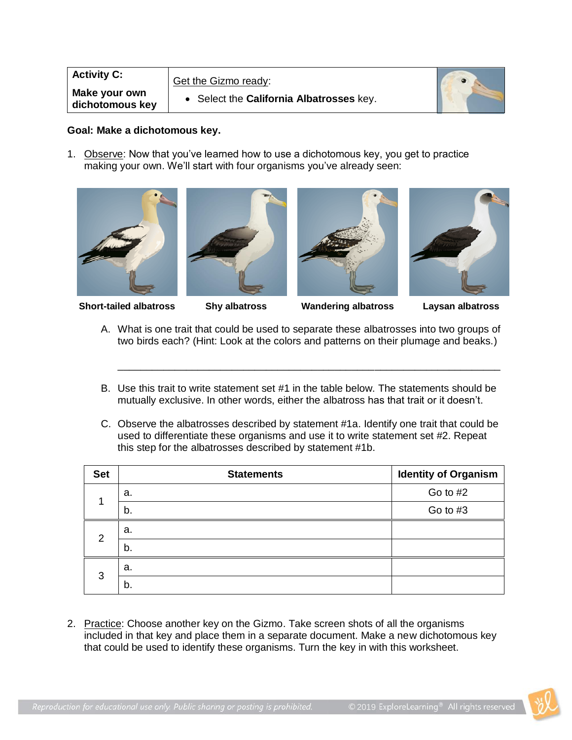| Activity C: Make your own dichotomous key | Get the Gizmo ready: <br>• Select the **California Albatrosses** key. |
|---|---|

**Goal: Make a dichotomous key.**

1. Observe: Now that you've learned how to use a dichotomous key, you get to practice making your own. We'll start with four organisms you've already seen:

**Short-tailed albatross** **Shy albatross** **Wandering albatross** **Laysan albatross**

   A. What is one trait that could be used to separate these albatrosses into two groups of two birds each? (Hint: Look at the colors and patterns on their plumage and beaks.)

   _______________________________________________________________

   B. Use this trait to write statement set #1 in the table below. The statements should be mutually exclusive. In other words, either the albatross has that trait or it doesn't.

   C. Observe the albatrosses described by statement #1a. Identify one trait that could be used to differentiate these organisms and use it to write statement set #2. Repeat this step for the albatrosses described by statement #1b.

| Set | Statements | Identity of Organism |
|---|---|---|
| 1 | a. | Go to #2 |
| | b. | Go to #3 |
| 2 | a. | |
| | b. | |
| 3 | a. | |
| | b. | |

2. Practice: Choose another key on the Gizmo. Take screen shots of all the organisms included in that key and place them in a separate document. Make a new dichotomous key that could be used to identify these organisms. Turn the key in with this worksheet.